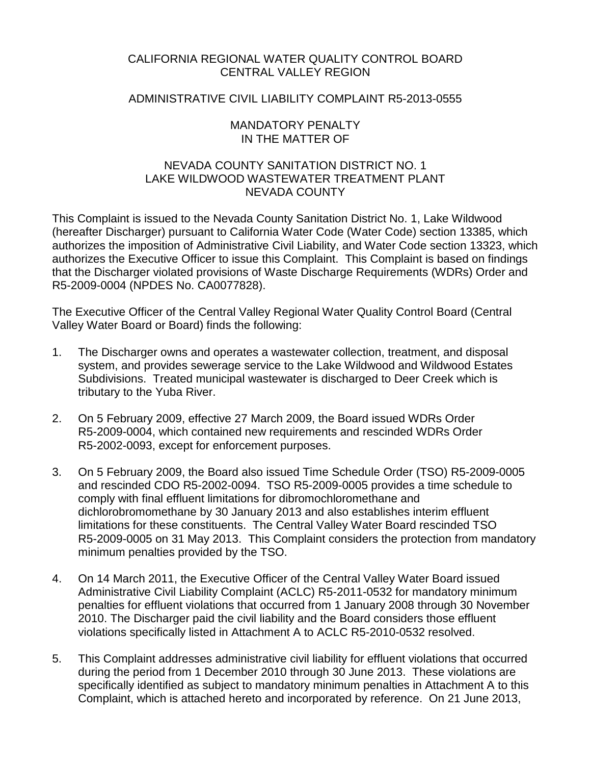CALIFORNIA REGIONAL WATER QUALITY CONTROL BOARD
CENTRAL VALLEY REGION

ADMINISTRATIVE CIVIL LIABILITY COMPLAINT R5-2013-0555

MANDATORY PENALTY
IN THE MATTER OF

NEVADA COUNTY SANITATION DISTRICT NO. 1
LAKE WILDWOOD WASTEWATER TREATMENT PLANT
NEVADA COUNTY

This Complaint is issued to the Nevada County Sanitation District No. 1, Lake Wildwood (hereafter Discharger) pursuant to California Water Code (Water Code) section 13385, which authorizes the imposition of Administrative Civil Liability, and Water Code section 13323, which authorizes the Executive Officer to issue this Complaint. This Complaint is based on findings that the Discharger violated provisions of Waste Discharge Requirements (WDRs) Order and R5-2009-0004 (NPDES No. CA0077828).

The Executive Officer of the Central Valley Regional Water Quality Control Board (Central Valley Water Board or Board) finds the following:

1. The Discharger owns and operates a wastewater collection, treatment, and disposal system, and provides sewerage service to the Lake Wildwood and Wildwood Estates Subdivisions. Treated municipal wastewater is discharged to Deer Creek which is tributary to the Yuba River.

2. On 5 February 2009, effective 27 March 2009, the Board issued WDRs Order R5-2009-0004, which contained new requirements and rescinded WDRs Order R5-2002-0093, except for enforcement purposes.

3. On 5 February 2009, the Board also issued Time Schedule Order (TSO) R5-2009-0005 and rescinded CDO R5-2002-0094. TSO R5-2009-0005 provides a time schedule to comply with final effluent limitations for dibromochloromethane and dichlorobromomethane by 30 January 2013 and also establishes interim effluent limitations for these constituents. The Central Valley Water Board rescinded TSO R5-2009-0005 on 31 May 2013. This Complaint considers the protection from mandatory minimum penalties provided by the TSO.

4. On 14 March 2011, the Executive Officer of the Central Valley Water Board issued Administrative Civil Liability Complaint (ACLC) R5-2011-0532 for mandatory minimum penalties for effluent violations that occurred from 1 January 2008 through 30 November 2010. The Discharger paid the civil liability and the Board considers those effluent violations specifically listed in Attachment A to ACLC R5-2010-0532 resolved.

5. This Complaint addresses administrative civil liability for effluent violations that occurred during the period from 1 December 2010 through 30 June 2013. These violations are specifically identified as subject to mandatory minimum penalties in Attachment A to this Complaint, which is attached hereto and incorporated by reference. On 21 June 2013,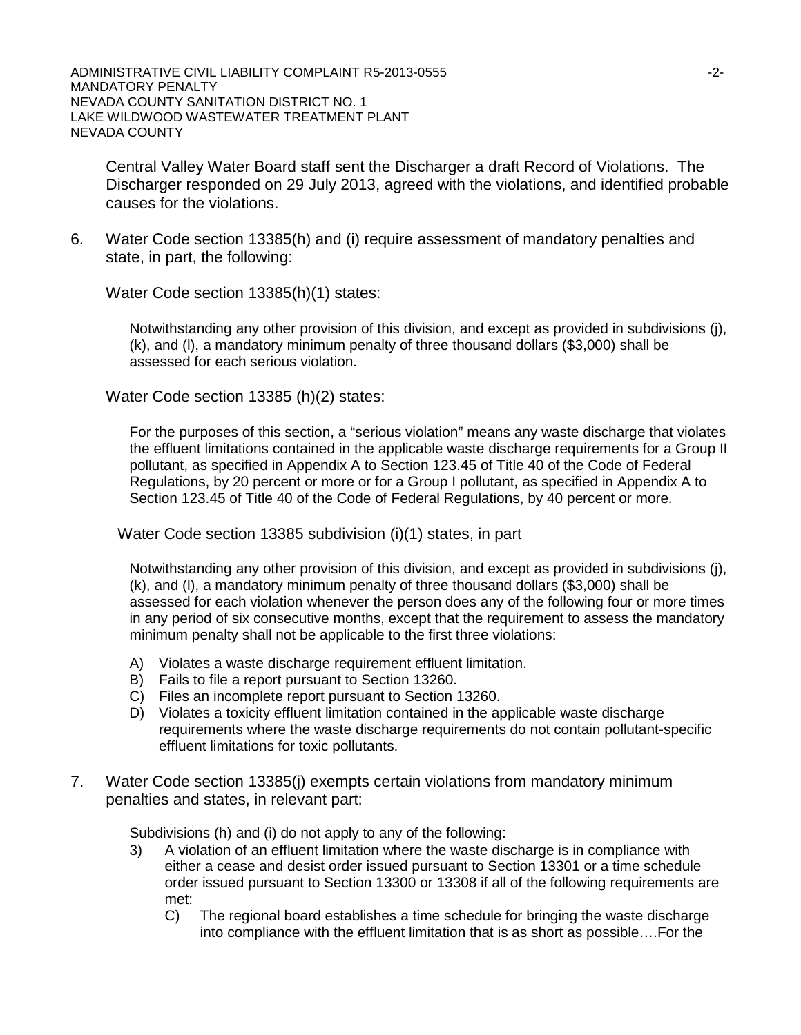Central Valley Water Board staff sent the Discharger a draft Record of Violations. The Discharger responded on 29 July 2013, agreed with the violations, and identified probable causes for the violations.

6. Water Code section 13385(h) and (i) require assessment of mandatory penalties and state, in part, the following:

   Water Code section 13385(h)(1) states:

   > Notwithstanding any other provision of this division, and except as provided in subdivisions (j), (k), and (l), a mandatory minimum penalty of three thousand dollars ($3,000) shall be assessed for each serious violation.

   Water Code section 13385 (h)(2) states:

   > For the purposes of this section, a "serious violation" means any waste discharge that violates the effluent limitations contained in the applicable waste discharge requirements for a Group II pollutant, as specified in Appendix A to Section 123.45 of Title 40 of the Code of Federal Regulations, by 20 percent or more or for a Group I pollutant, as specified in Appendix A to Section 123.45 of Title 40 of the Code of Federal Regulations, by 40 percent or more.

   Water Code section 13385 subdivision (i)(1) states, in part

   > Notwithstanding any other provision of this division, and except as provided in subdivisions (j), (k), and (l), a mandatory minimum penalty of three thousand dollars ($3,000) shall be assessed for each violation whenever the person does any of the following four or more times in any period of six consecutive months, except that the requirement to assess the mandatory minimum penalty shall not be applicable to the first three violations:
   >
   > A) Violates a waste discharge requirement effluent limitation.
   > B) Fails to file a report pursuant to Section 13260.
   > C) Files an incomplete report pursuant to Section 13260.
   > D) Violates a toxicity effluent limitation contained in the applicable waste discharge requirements where the waste discharge requirements do not contain pollutant-specific effluent limitations for toxic pollutants.

7. Water Code section 13385(j) exempts certain violations from mandatory minimum penalties and states, in relevant part:

   > Subdivisions (h) and (i) do not apply to any of the following:
   >
   > 3) A violation of an effluent limitation where the waste discharge is in compliance with either a cease and desist order issued pursuant to Section 13301 or a time schedule order issued pursuant to Section 13300 or 13308 if all of the following requirements are met:
   >
   >    C) The regional board establishes a time schedule for bringing the waste discharge into compliance with the effluent limitation that is as short as possible….For the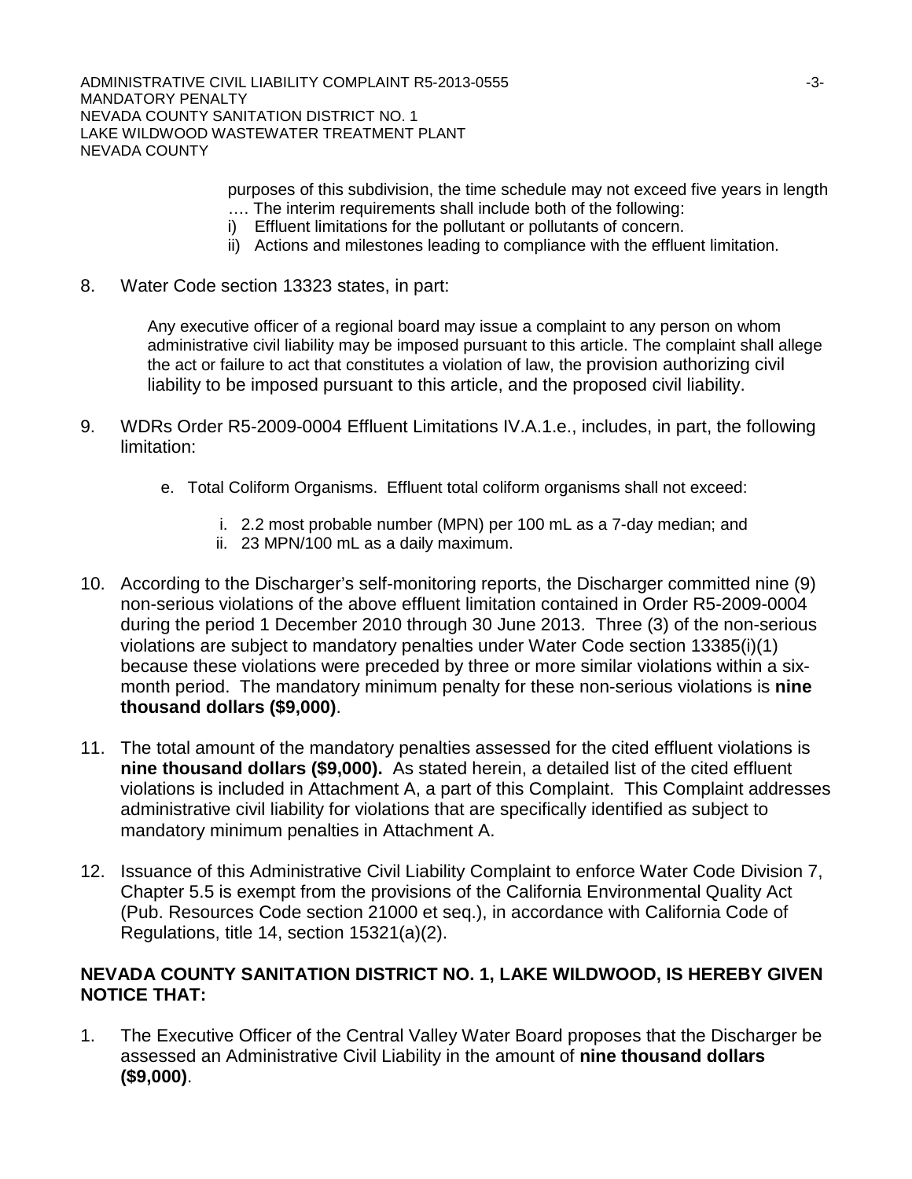purposes of this subdivision, the time schedule may not exceed five years in length …. The interim requirements shall include both of the following:

i) Effluent limitations for the pollutant or pollutants of concern.
ii) Actions and milestones leading to compliance with the effluent limitation.

8. Water Code section 13323 states, in part:

   Any executive officer of a regional board may issue a complaint to any person on whom administrative civil liability may be imposed pursuant to this article. The complaint shall allege the act or failure to act that constitutes a violation of law, the provision authorizing civil liability to be imposed pursuant to this article, and the proposed civil liability.

9. WDRs Order R5-2009-0004 Effluent Limitations IV.A.1.e., includes, in part, the following limitation:

   e. Total Coliform Organisms. Effluent total coliform organisms shall not exceed:

      i. 2.2 most probable number (MPN) per 100 mL as a 7-day median; and
      ii. 23 MPN/100 mL as a daily maximum.

10. According to the Discharger's self-monitoring reports, the Discharger committed nine (9) non-serious violations of the above effluent limitation contained in Order R5-2009-0004 during the period 1 December 2010 through 30 June 2013. Three (3) of the non-serious violations are subject to mandatory penalties under Water Code section 13385(i)(1) because these violations were preceded by three or more similar violations within a six-month period. The mandatory minimum penalty for these non-serious violations is **nine thousand dollars ($9,000)**.

11. The total amount of the mandatory penalties assessed for the cited effluent violations is **nine thousand dollars ($9,000).** As stated herein, a detailed list of the cited effluent violations is included in Attachment A, a part of this Complaint. This Complaint addresses administrative civil liability for violations that are specifically identified as subject to mandatory minimum penalties in Attachment A.

12. Issuance of this Administrative Civil Liability Complaint to enforce Water Code Division 7, Chapter 5.5 is exempt from the provisions of the California Environmental Quality Act (Pub. Resources Code section 21000 et seq.), in accordance with California Code of Regulations, title 14, section 15321(a)(2).

**NEVADA COUNTY SANITATION DISTRICT NO. 1, LAKE WILDWOOD, IS HEREBY GIVEN NOTICE THAT:**

1. The Executive Officer of the Central Valley Water Board proposes that the Discharger be assessed an Administrative Civil Liability in the amount of **nine thousand dollars ($9,000)**.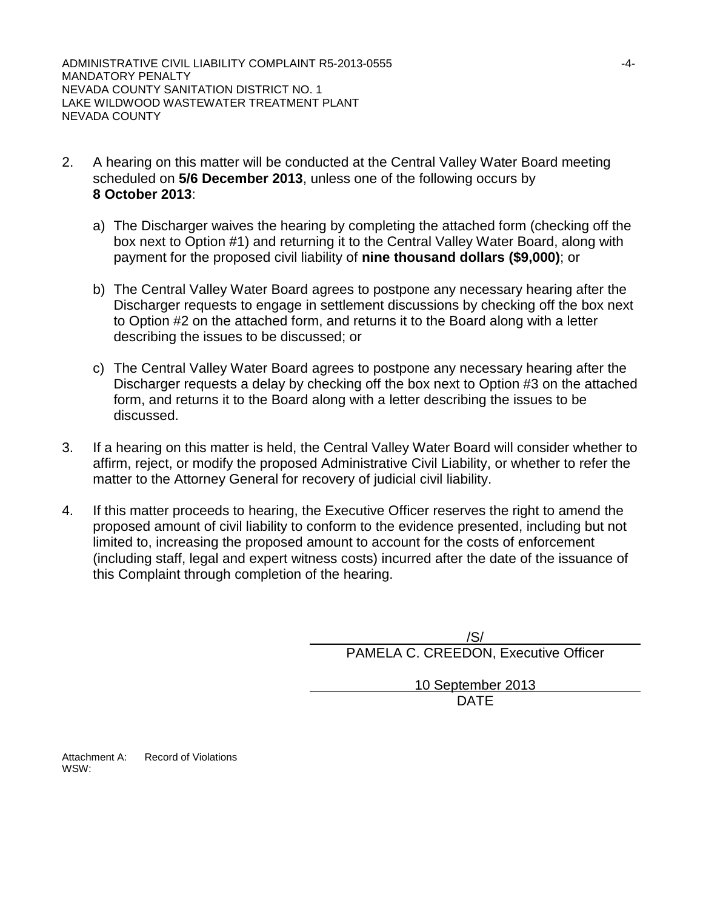2. A hearing on this matter will be conducted at the Central Valley Water Board meeting scheduled on **5/6 December 2013**, unless one of the following occurs by **8 October 2013**:

   a) The Discharger waives the hearing by completing the attached form (checking off the box next to Option #1) and returning it to the Central Valley Water Board, along with payment for the proposed civil liability of **nine thousand dollars ($9,000)**; or

   b) The Central Valley Water Board agrees to postpone any necessary hearing after the Discharger requests to engage in settlement discussions by checking off the box next to Option #2 on the attached form, and returns it to the Board along with a letter describing the issues to be discussed; or

   c) The Central Valley Water Board agrees to postpone any necessary hearing after the Discharger requests a delay by checking off the box next to Option #3 on the attached form, and returns it to the Board along with a letter describing the issues to be discussed.

3. If a hearing on this matter is held, the Central Valley Water Board will consider whether to affirm, reject, or modify the proposed Administrative Civil Liability, or whether to refer the matter to the Attorney General for recovery of judicial civil liability.

4. If this matter proceeds to hearing, the Executive Officer reserves the right to amend the proposed amount of civil liability to conform to the evidence presented, including but not limited to, increasing the proposed amount to account for the costs of enforcement (including staff, legal and expert witness costs) incurred after the date of the issuance of this Complaint through completion of the hearing.

/S/
PAMELA C. CREEDON, Executive Officer

10 September 2013
DATE

Attachment A: Record of Violations
WSW: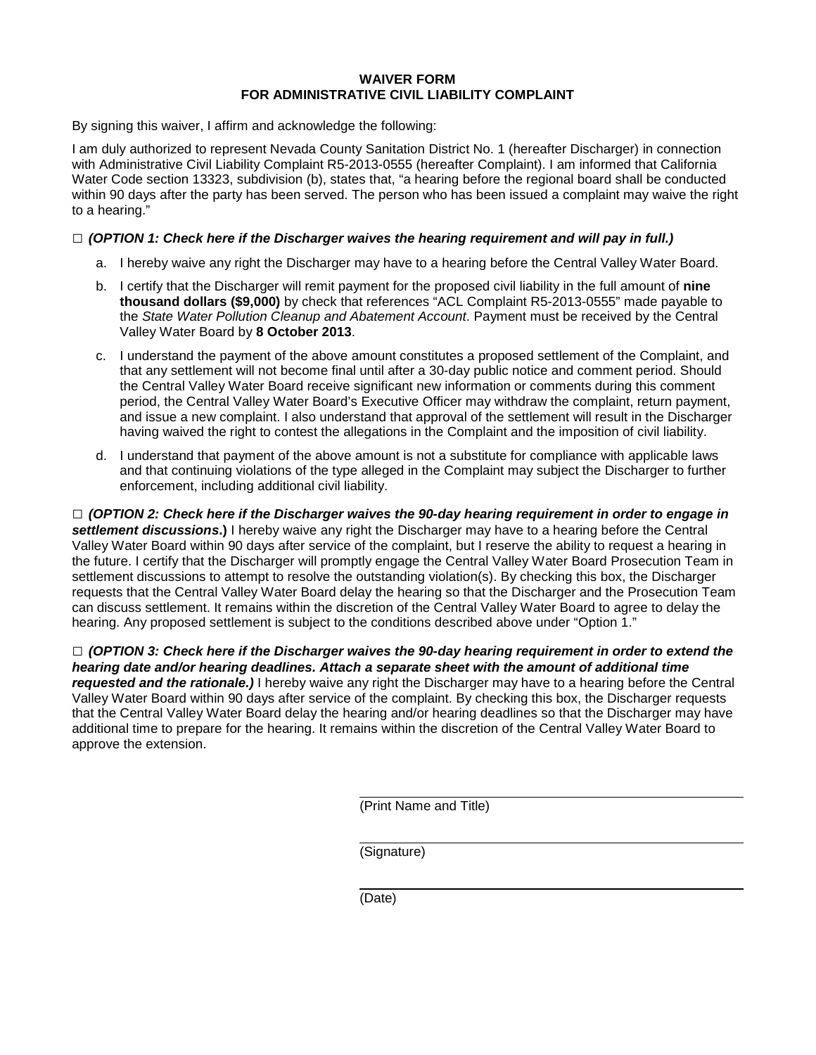**WAIVER FORM**
**FOR ADMINISTRATIVE CIVIL LIABILITY COMPLAINT**

By signing this waiver, I affirm and acknowledge the following:

I am duly authorized to represent Nevada County Sanitation District No. 1 (hereafter Discharger) in connection with Administrative Civil Liability Complaint R5-2013-0555 (hereafter Complaint). I am informed that California Water Code section 13323, subdivision (b), states that, "a hearing before the regional board shall be conducted within 90 days after the party has been served. The person who has been issued a complaint may waive the right to a hearing."

□ ***(OPTION 1: Check here if the Discharger waives the hearing requirement and will pay in full.)***

a. I hereby waive any right the Discharger may have to a hearing before the Central Valley Water Board.

b. I certify that the Discharger will remit payment for the proposed civil liability in the full amount of **nine thousand dollars ($9,000)** by check that references "ACL Complaint R5-2013-0555" made payable to the *State Water Pollution Cleanup and Abatement Account*. Payment must be received by the Central Valley Water Board by **8 October 2013**.

c. I understand the payment of the above amount constitutes a proposed settlement of the Complaint, and that any settlement will not become final until after a 30-day public notice and comment period. Should the Central Valley Water Board receive significant new information or comments during this comment period, the Central Valley Water Board's Executive Officer may withdraw the complaint, return payment, and issue a new complaint. I also understand that approval of the settlement will result in the Discharger having waived the right to contest the allegations in the Complaint and the imposition of civil liability.

d. I understand that payment of the above amount is not a substitute for compliance with applicable laws and that continuing violations of the type alleged in the Complaint may subject the Discharger to further enforcement, including additional civil liability.

□ ***(OPTION 2: Check here if the Discharger waives the 90-day hearing requirement in order to engage in settlement discussions*.)** I hereby waive any right the Discharger may have to a hearing before the Central Valley Water Board within 90 days after service of the complaint, but I reserve the ability to request a hearing in the future. I certify that the Discharger will promptly engage the Central Valley Water Board Prosecution Team in settlement discussions to attempt to resolve the outstanding violation(s). By checking this box, the Discharger requests that the Central Valley Water Board delay the hearing so that the Discharger and the Prosecution Team can discuss settlement. It remains within the discretion of the Central Valley Water Board to agree to delay the hearing. Any proposed settlement is subject to the conditions described above under "Option 1."

□ ***(OPTION 3: Check here if the Discharger waives the 90-day hearing requirement in order to extend the hearing date and/or hearing deadlines. Attach a separate sheet with the amount of additional time requested and the rationale.)*** I hereby waive any right the Discharger may have to a hearing before the Central Valley Water Board within 90 days after service of the complaint. By checking this box, the Discharger requests that the Central Valley Water Board delay the hearing and/or hearing deadlines so that the Discharger may have additional time to prepare for the hearing. It remains within the discretion of the Central Valley Water Board to approve the extension.

\_\_\_\_\_\_\_\_\_\_\_\_\_\_\_\_\_\_\_\_\_\_\_\_\_\_\_\_\_\_\_\_\_\_\_\_
(Print Name and Title)

\_\_\_\_\_\_\_\_\_\_\_\_\_\_\_\_\_\_\_\_\_\_\_\_\_\_\_\_\_\_\_\_\_\_\_\_
(Signature)

\_\_\_\_\_\_\_\_\_\_\_\_\_\_\_\_\_\_\_\_\_\_\_\_\_\_\_\_\_\_\_\_\_\_\_\_
(Date)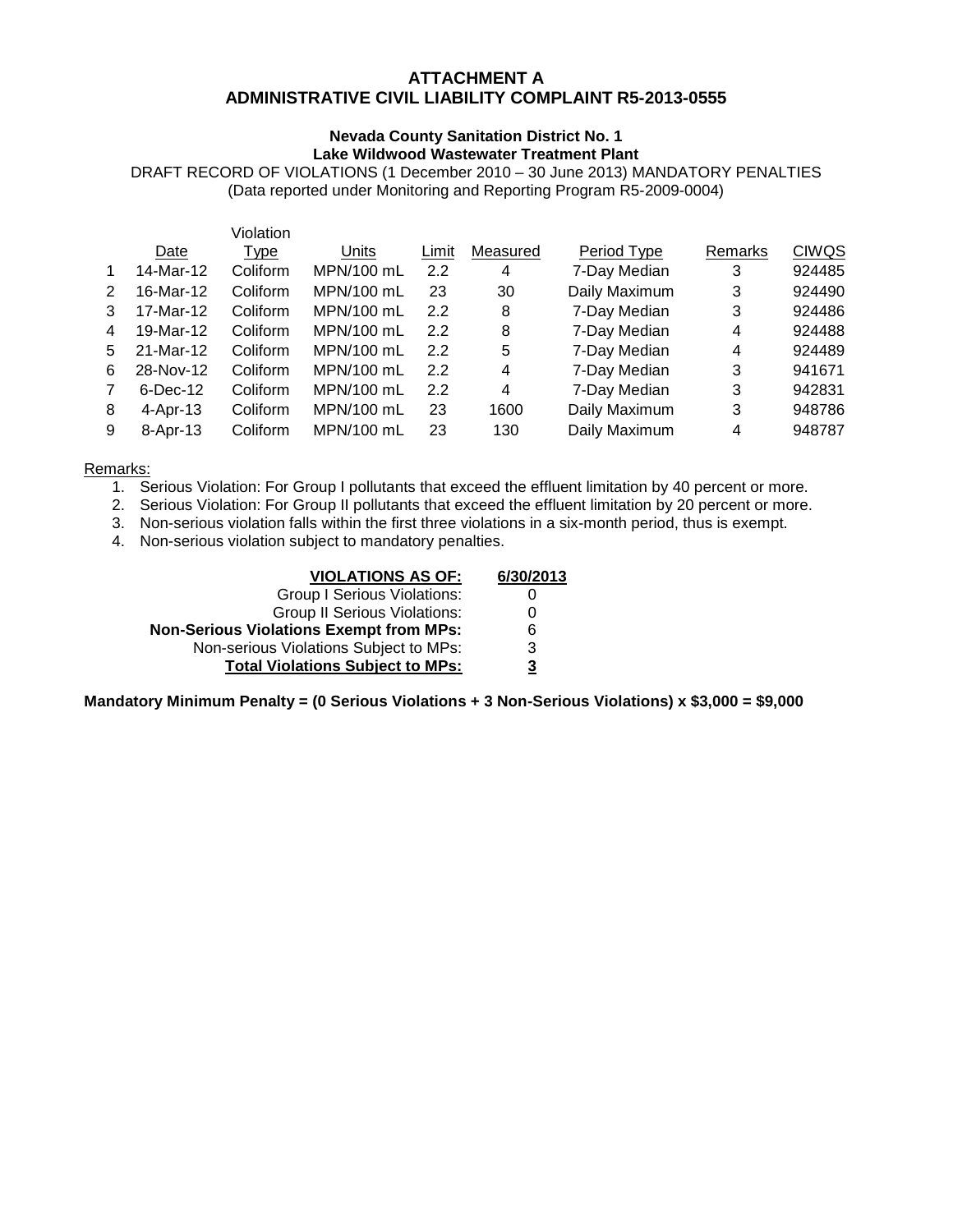# ATTACHMENT A
# ADMINISTRATIVE CIVIL LIABILITY COMPLAINT R5-2013-0555

**Nevada County Sanitation District No. 1**
**Lake Wildwood Wastewater Treatment Plant**

DRAFT RECORD OF VIOLATIONS (1 December 2010 – 30 June 2013) MANDATORY PENALTIES
(Data reported under Monitoring and Reporting Program R5-2009-0004)

| | Date | Violation Type | Units | Limit | Measured | Period Type | Remarks | CIWQS |
|---|---|---|---|---|---|---|---|---|
| 1 | 14-Mar-12 | Coliform | MPN/100 mL | 2.2 | 4 | 7-Day Median | 3 | 924485 |
| 2 | 16-Mar-12 | Coliform | MPN/100 mL | 23 | 30 | Daily Maximum | 3 | 924490 |
| 3 | 17-Mar-12 | Coliform | MPN/100 mL | 2.2 | 8 | 7-Day Median | 3 | 924486 |
| 4 | 19-Mar-12 | Coliform | MPN/100 mL | 2.2 | 8 | 7-Day Median | 4 | 924488 |
| 5 | 21-Mar-12 | Coliform | MPN/100 mL | 2.2 | 5 | 7-Day Median | 4 | 924489 |
| 6 | 28-Nov-12 | Coliform | MPN/100 mL | 2.2 | 4 | 7-Day Median | 3 | 941671 |
| 7 | 6-Dec-12 | Coliform | MPN/100 mL | 2.2 | 4 | 7-Day Median | 3 | 942831 |
| 8 | 4-Apr-13 | Coliform | MPN/100 mL | 23 | 1600 | Daily Maximum | 3 | 948786 |
| 9 | 8-Apr-13 | Coliform | MPN/100 mL | 23 | 130 | Daily Maximum | 4 | 948787 |

Remarks:

1. Serious Violation: For Group I pollutants that exceed the effluent limitation by 40 percent or more.
2. Serious Violation: For Group II pollutants that exceed the effluent limitation by 20 percent or more.
3. Non-serious violation falls within the first three violations in a six-month period, thus is exempt.
4. Non-serious violation subject to mandatory penalties.

| **VIOLATIONS AS OF:** | **6/30/2013** |
|---|---|
| Group I Serious Violations: | 0 |
| Group II Serious Violations: | 0 |
| **Non-Serious Violations Exempt from MPs:** | 6 |
| Non-serious Violations Subject to MPs: | 3 |
| **Total Violations Subject to MPs:** | **3** |

**Mandatory Minimum Penalty = (0 Serious Violations + 3 Non-Serious Violations) x $3,000 = $9,000**